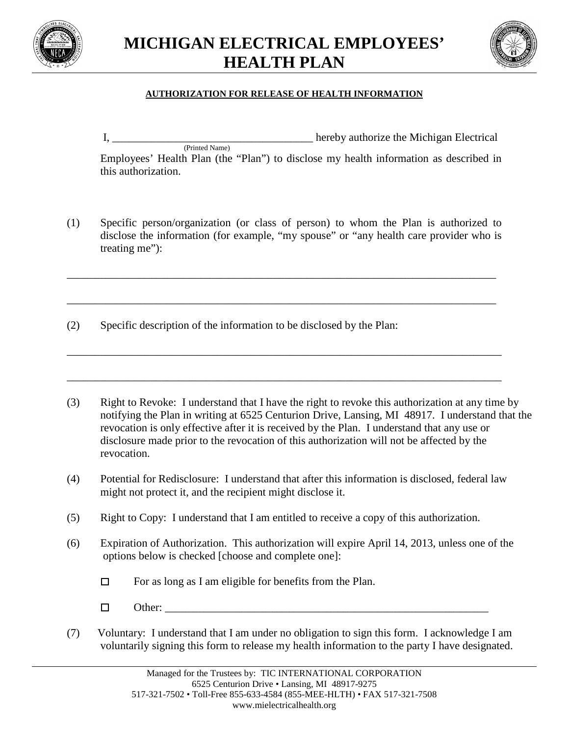# MICHIGAN ELECTRICAL EMPLOYEES' HEALTH PLAN

**AUTHORIZATION FOR RELEASE OF HEALTH INFORMATION**

I, ___________________________________ hereby authorize the Michigan Electrical
(Printed Name)
Employees' Health Plan (the "Plan") to disclose my health information as described in this authorization.

(1) Specific person/organization (or class of person) to whom the Plan is authorized to disclose the information (for example, "my spouse" or "any health care provider who is treating me"):

_______________________________________________________________________________

_______________________________________________________________________________

(2) Specific description of the information to be disclosed by the Plan:

_______________________________________________________________________________

_______________________________________________________________________________

(3) Right to Revoke: I understand that I have the right to revoke this authorization at any time by notifying the Plan in writing at 6525 Centurion Drive, Lansing, MI 48917. I understand that the revocation is only effective after it is received by the Plan. I understand that any use or disclosure made prior to the revocation of this authorization will not be affected by the revocation.

(4) Potential for Redisclosure: I understand that after this information is disclosed, federal law might not protect it, and the recipient might disclose it.

(5) Right to Copy: I understand that I am entitled to receive a copy of this authorization.

(6) Expiration of Authorization. This authorization will expire April 14, 2013, unless one of the options below is checked [choose and complete one]:

- ☐ For as long as I am eligible for benefits from the Plan.
- ☐ Other: ___________________________________________________________

(7) Voluntary: I understand that I am under no obligation to sign this form. I acknowledge I am voluntarily signing this form to release my health information to the party I have designated.

Managed for the Trustees by: TIC INTERNATIONAL CORPORATION
6525 Centurion Drive • Lansing, MI 48917-9275
517-321-7502 • Toll-Free 855-633-4584 (855-MEE-HLTH) • FAX 517-321-7508
www.mielectricalhealth.org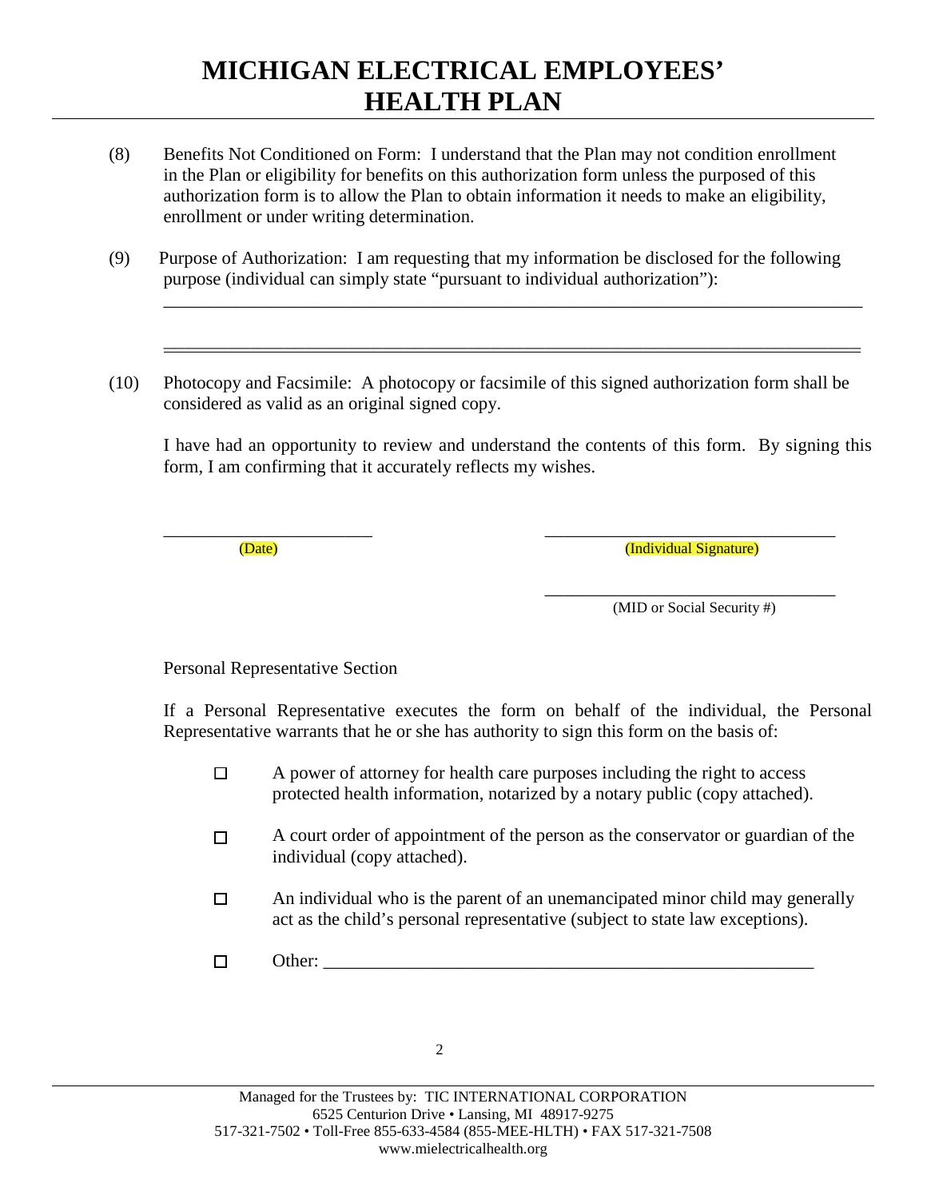# MICHIGAN ELECTRICAL EMPLOYEES' HEALTH PLAN

(8) Benefits Not Conditioned on Form: I understand that the Plan may not condition enrollment in the Plan or eligibility for benefits on this authorization form unless the purposed of this authorization form is to allow the Plan to obtain information it needs to make an eligibility, enrollment or under writing determination.

(9) Purpose of Authorization: I am requesting that my information be disclosed for the following purpose (individual can simply state "pursuant to individual authorization"):

________________________________________________________________________________

________________________________________________________________________________

(10) Photocopy and Facsimile: A photocopy or facsimile of this signed authorization form shall be considered as valid as an original signed copy.

I have had an opportunity to review and understand the contents of this form. By signing this form, I am confirming that it accurately reflects my wishes.

________________________ (Date)

__________________________________ (Individual Signature)

__________________________________ (MID or Social Security #)

Personal Representative Section

If a Personal Representative executes the form on behalf of the individual, the Personal Representative warrants that he or she has authority to sign this form on the basis of:

- ☐ A power of attorney for health care purposes including the right to access protected health information, notarized by a notary public (copy attached).
- ☐ A court order of appointment of the person as the conservator or guardian of the individual (copy attached).
- ☐ An individual who is the parent of an unemancipated minor child may generally act as the child's personal representative (subject to state law exceptions).
- ☐ Other: ________________________________________________________

Managed for the Trustees by: TIC INTERNATIONAL CORPORATION
6525 Centurion Drive • Lansing, MI 48917-9275
517-321-7502 • Toll-Free 855-633-4584 (855-MEE-HLTH) • FAX 517-321-7508
www.mielectricalhealth.org